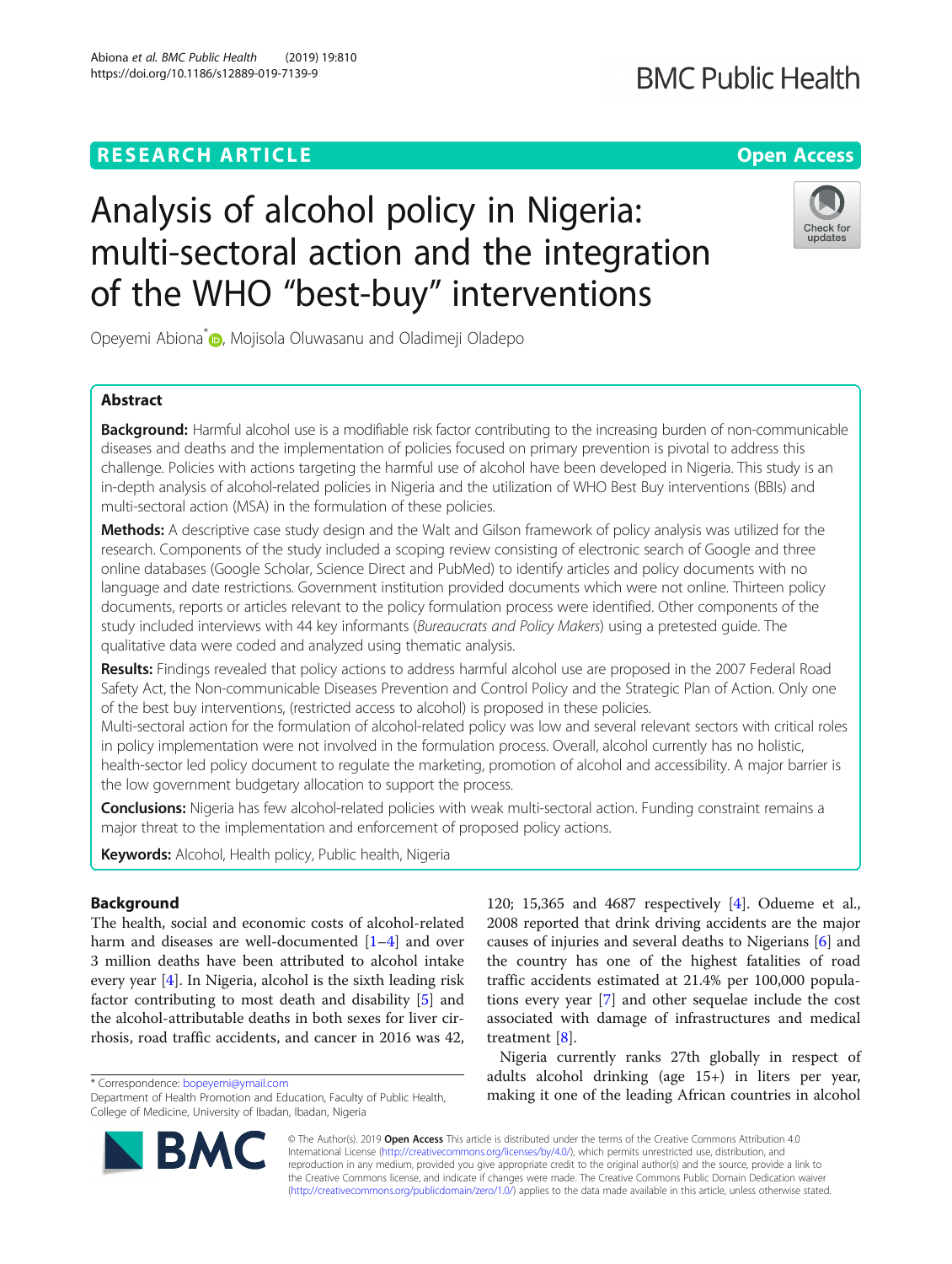RESEARCH ARTICLE

Open Access

# Analysis of alcohol policy in Nigeria: multi-sectoral action and the integration of the WHO "best-buy" interventions

Opeyemi Abiona*, Mojisola Oluwasanu and Oladimeji Oladepo

## Abstract

**Background:** Harmful alcohol use is a modifiable risk factor contributing to the increasing burden of non-communicable diseases and deaths and the implementation of policies focused on primary prevention is pivotal to address this challenge. Policies with actions targeting the harmful use of alcohol have been developed in Nigeria. This study is an in-depth analysis of alcohol-related policies in Nigeria and the utilization of WHO Best Buy interventions (BBIs) and multi-sectoral action (MSA) in the formulation of these policies.

**Methods:** A descriptive case study design and the Walt and Gilson framework of policy analysis was utilized for the research. Components of the study included a scoping review consisting of electronic search of Google and three online databases (Google Scholar, Science Direct and PubMed) to identify articles and policy documents with no language and date restrictions. Government institution provided documents which were not online. Thirteen policy documents, reports or articles relevant to the policy formulation process were identified. Other components of the study included interviews with 44 key informants (*Bureaucrats and Policy Makers*) using a pretested guide. The qualitative data were coded and analyzed using thematic analysis.

**Results:** Findings revealed that policy actions to address harmful alcohol use are proposed in the 2007 Federal Road Safety Act, the Non-communicable Diseases Prevention and Control Policy and the Strategic Plan of Action. Only one of the best buy interventions, (restricted access to alcohol) is proposed in these policies.

Multi-sectoral action for the formulation of alcohol-related policy was low and several relevant sectors with critical roles in policy implementation were not involved in the formulation process. Overall, alcohol currently has no holistic, health-sector led policy document to regulate the marketing, promotion of alcohol and accessibility. A major barrier is the low government budgetary allocation to support the process.

**Conclusions:** Nigeria has few alcohol-related policies with weak multi-sectoral action. Funding constraint remains a major threat to the implementation and enforcement of proposed policy actions.

**Keywords:** Alcohol, Health policy, Public health, Nigeria

## Background

The health, social and economic costs of alcohol-related harm and diseases are well-documented [1–4] and over 3 million deaths have been attributed to alcohol intake every year [4]. In Nigeria, alcohol is the sixth leading risk factor contributing to most death and disability [5] and the alcohol-attributable deaths in both sexes for liver cirrhosis, road traffic accidents, and cancer in 2016 was 42,120; 15,365 and 4687 respectively [4]. Odueme et al., 2008 reported that drink driving accidents are the major causes of injuries and several deaths to Nigerians [6] and the country has one of the highest fatalities of road traffic accidents estimated at 21.4% per 100,000 populations every year [7] and other sequelae include the cost associated with damage of infrastructures and medical treatment [8].

Nigeria currently ranks 27th globally in respect of adults alcohol drinking (age 15+) in liters per year, making it one of the leading African countries in alcohol

* Correspondence: bopeyemi@ymail.com
Department of Health Promotion and Education, Faculty of Public Health, College of Medicine, University of Ibadan, Ibadan, Nigeria

© The Author(s). 2019 **Open Access** This article is distributed under the terms of the Creative Commons Attribution 4.0 International License (http://creativecommons.org/licenses/by/4.0/), which permits unrestricted use, distribution, and reproduction in any medium, provided you give appropriate credit to the original author(s) and the source, provide a link to the Creative Commons license, and indicate if changes were made. The Creative Commons Public Domain Dedication waiver (http://creativecommons.org/publicdomain/zero/1.0/) applies to the data made available in this article, unless otherwise stated.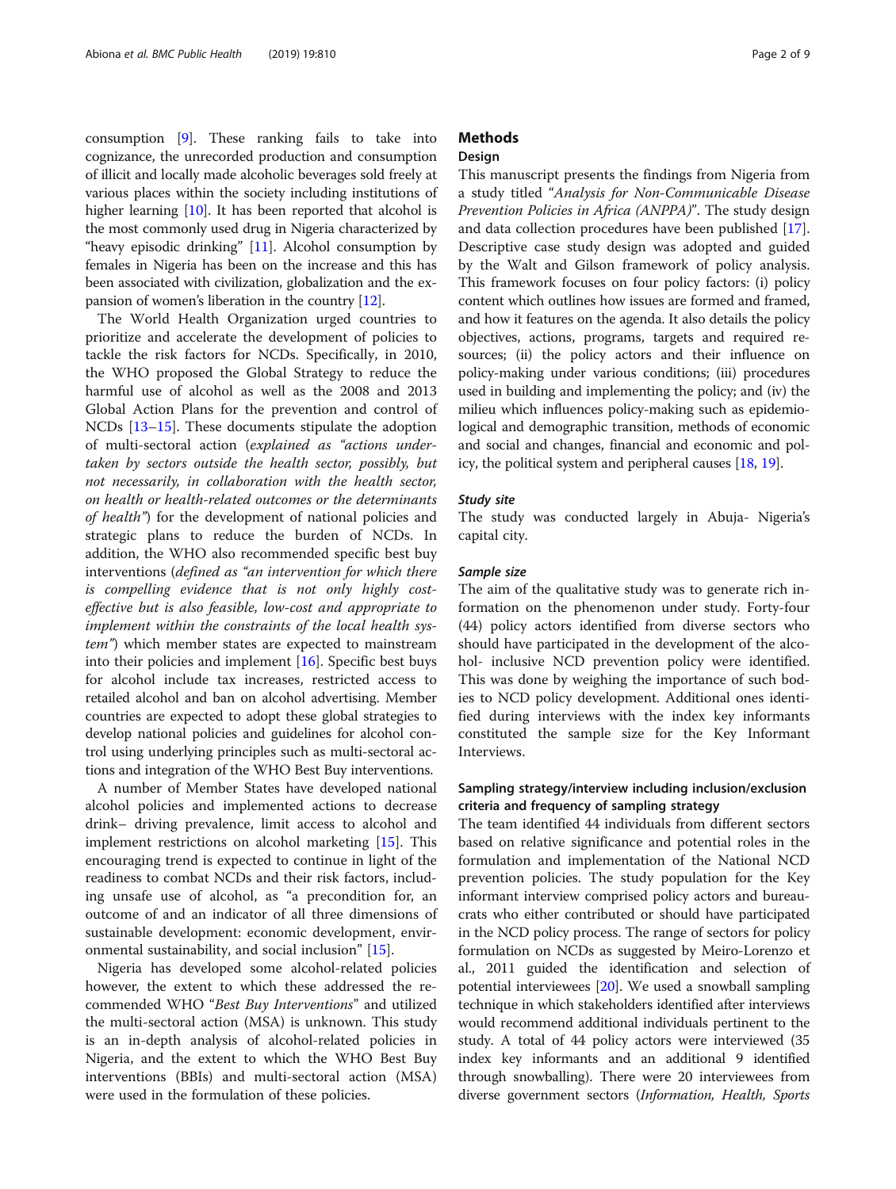consumption [9]. These ranking fails to take into cognizance, the unrecorded production and consumption of illicit and locally made alcoholic beverages sold freely at various places within the society including institutions of higher learning [10]. It has been reported that alcohol is the most commonly used drug in Nigeria characterized by "heavy episodic drinking" [11]. Alcohol consumption by females in Nigeria has been on the increase and this has been associated with civilization, globalization and the expansion of women's liberation in the country [12].

The World Health Organization urged countries to prioritize and accelerate the development of policies to tackle the risk factors for NCDs. Specifically, in 2010, the WHO proposed the Global Strategy to reduce the harmful use of alcohol as well as the 2008 and 2013 Global Action Plans for the prevention and control of NCDs [13–15]. These documents stipulate the adoption of multi-sectoral action (*explained as "actions undertaken by sectors outside the health sector, possibly, but not necessarily, in collaboration with the health sector, on health or health-related outcomes or the determinants of health"*) for the development of national policies and strategic plans to reduce the burden of NCDs. In addition, the WHO also recommended specific best buy interventions (*defined as "an intervention for which there is compelling evidence that is not only highly cost-effective but is also feasible, low-cost and appropriate to implement within the constraints of the local health system"*) which member states are expected to mainstream into their policies and implement [16]. Specific best buys for alcohol include tax increases, restricted access to retailed alcohol and ban on alcohol advertising. Member countries are expected to adopt these global strategies to develop national policies and guidelines for alcohol control using underlying principles such as multi-sectoral actions and integration of the WHO Best Buy interventions.

A number of Member States have developed national alcohol policies and implemented actions to decrease drink– driving prevalence, limit access to alcohol and implement restrictions on alcohol marketing [15]. This encouraging trend is expected to continue in light of the readiness to combat NCDs and their risk factors, including unsafe use of alcohol, as "a precondition for, an outcome of and an indicator of all three dimensions of sustainable development: economic development, environmental sustainability, and social inclusion" [15].

Nigeria has developed some alcohol-related policies however, the extent to which these addressed the recommended WHO "*Best Buy Interventions*" and utilized the multi-sectoral action (MSA) is unknown. This study is an in-depth analysis of alcohol-related policies in Nigeria, and the extent to which the WHO Best Buy interventions (BBIs) and multi-sectoral action (MSA) were used in the formulation of these policies.

## Methods

### Design

This manuscript presents the findings from Nigeria from a study titled "*Analysis for Non-Communicable Disease Prevention Policies in Africa (ANPPA)*". The study design and data collection procedures have been published [17]. Descriptive case study design was adopted and guided by the Walt and Gilson framework of policy analysis. This framework focuses on four policy factors: (i) policy content which outlines how issues are formed and framed, and how it features on the agenda. It also details the policy objectives, actions, programs, targets and required resources; (ii) the policy actors and their influence on policy-making under various conditions; (iii) procedures used in building and implementing the policy; and (iv) the milieu which influences policy-making such as epidemiological and demographic transition, methods of economic and social and changes, financial and economic and policy, the political system and peripheral causes [18, 19].

#### *Study site*

The study was conducted largely in Abuja- Nigeria's capital city.

#### *Sample size*

The aim of the qualitative study was to generate rich information on the phenomenon under study. Forty-four (44) policy actors identified from diverse sectors who should have participated in the development of the alcohol- inclusive NCD prevention policy were identified. This was done by weighing the importance of such bodies to NCD policy development. Additional ones identified during interviews with the index key informants constituted the sample size for the Key Informant Interviews.

### Sampling strategy/interview including inclusion/exclusion criteria and frequency of sampling strategy

The team identified 44 individuals from different sectors based on relative significance and potential roles in the formulation and implementation of the National NCD prevention policies. The study population for the Key informant interview comprised policy actors and bureaucrats who either contributed or should have participated in the NCD policy process. The range of sectors for policy formulation on NCDs as suggested by Meiro-Lorenzo et al., 2011 guided the identification and selection of potential interviewees [20]. We used a snowball sampling technique in which stakeholders identified after interviews would recommend additional individuals pertinent to the study. A total of 44 policy actors were interviewed (35 index key informants and an additional 9 identified through snowballing). There were 20 interviewees from diverse government sectors (*Information, Health, Sports*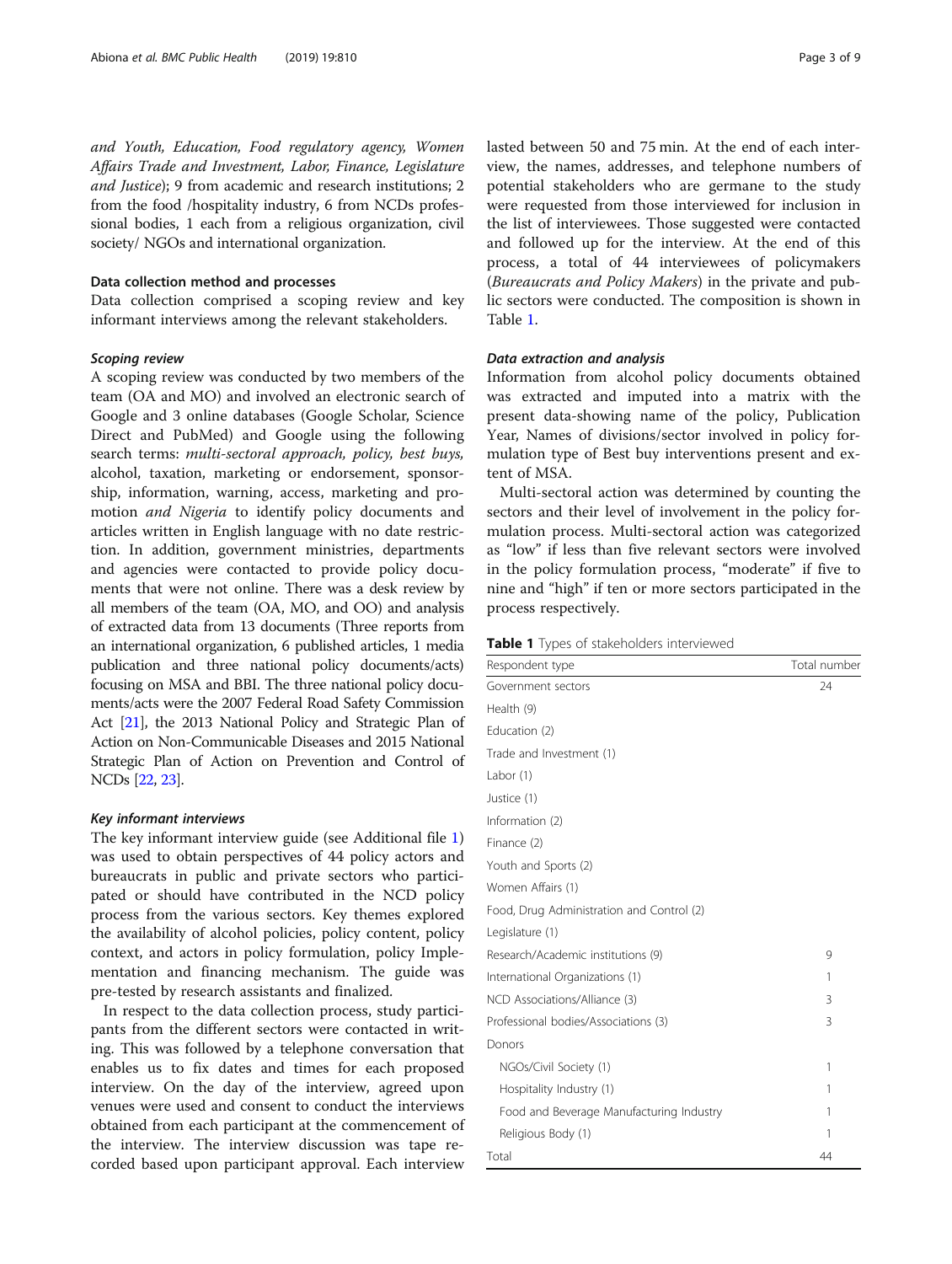*and Youth, Education, Food regulatory agency, Women Affairs Trade and Investment, Labor, Finance, Legislature and Justice*); 9 from academic and research institutions; 2 from the food /hospitality industry, 6 from NCDs professional bodies, 1 each from a religious organization, civil society/ NGOs and international organization.

### Data collection method and processes

Data collection comprised a scoping review and key informant interviews among the relevant stakeholders.

#### Scoping review

A scoping review was conducted by two members of the team (OA and MO) and involved an electronic search of Google and 3 online databases (Google Scholar, Science Direct and PubMed) and Google using the following search terms: *multi-sectoral approach, policy, best buys,* alcohol, taxation, marketing or endorsement, sponsorship, information, warning, access, marketing and promotion *and Nigeria* to identify policy documents and articles written in English language with no date restriction. In addition, government ministries, departments and agencies were contacted to provide policy documents that were not online. There was a desk review by all members of the team (OA, MO, and OO) and analysis of extracted data from 13 documents (Three reports from an international organization, 6 published articles, 1 media publication and three national policy documents/acts) focusing on MSA and BBI. The three national policy documents/acts were the 2007 Federal Road Safety Commission Act [21], the 2013 National Policy and Strategic Plan of Action on Non-Communicable Diseases and 2015 National Strategic Plan of Action on Prevention and Control of NCDs [22, 23].

#### Key informant interviews

The key informant interview guide (see Additional file 1) was used to obtain perspectives of 44 policy actors and bureaucrats in public and private sectors who participated or should have contributed in the NCD policy process from the various sectors. Key themes explored the availability of alcohol policies, policy content, policy context, and actors in policy formulation, policy Implementation and financing mechanism. The guide was pre-tested by research assistants and finalized.

In respect to the data collection process, study participants from the different sectors were contacted in writing. This was followed by a telephone conversation that enables us to fix dates and times for each proposed interview. On the day of the interview, agreed upon venues were used and consent to conduct the interviews obtained from each participant at the commencement of the interview. The interview discussion was tape recorded based upon participant approval. Each interview lasted between 50 and 75 min. At the end of each interview, the names, addresses, and telephone numbers of potential stakeholders who are germane to the study were requested from those interviewed for inclusion in the list of interviewees. Those suggested were contacted and followed up for the interview. At the end of this process, a total of 44 interviewees of policymakers (*Bureaucrats and Policy Makers*) in the private and public sectors were conducted. The composition is shown in Table 1.

#### Data extraction and analysis

Information from alcohol policy documents obtained was extracted and imputed into a matrix with the present data-showing name of the policy, Publication Year, Names of divisions/sector involved in policy formulation type of Best buy interventions present and extent of MSA.

Multi-sectoral action was determined by counting the sectors and their level of involvement in the policy formulation process. Multi-sectoral action was categorized as "low" if less than five relevant sectors were involved in the policy formulation process, "moderate" if five to nine and "high" if ten or more sectors participated in the process respectively.

**Table 1** Types of stakeholders interviewed

| Respondent type | Total number |
|---|---|
| Government sectors | 24 |
| Health (9) | |
| Education (2) | |
| Trade and Investment (1) | |
| Labor (1) | |
| Justice (1) | |
| Information (2) | |
| Finance (2) | |
| Youth and Sports (2) | |
| Women Affairs (1) | |
| Food, Drug Administration and Control (2) | |
| Legislature (1) | |
| Research/Academic institutions (9) | 9 |
| International Organizations (1) | 1 |
| NCD Associations/Alliance (3) | 3 |
| Professional bodies/Associations (3) | 3 |
| Donors | |
| NGOs/Civil Society (1) | 1 |
| Hospitality Industry (1) | 1 |
| Food and Beverage Manufacturing Industry | 1 |
| Religious Body (1) | 1 |
| Total | 44 |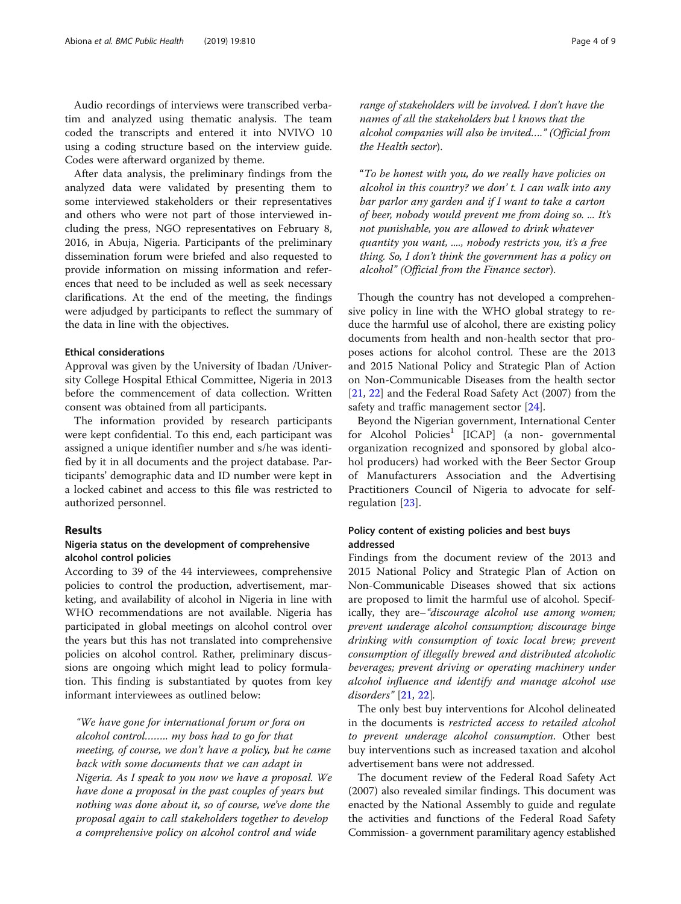Audio recordings of interviews were transcribed verbatim and analyzed using thematic analysis. The team coded the transcripts and entered it into NVIVO 10 using a coding structure based on the interview guide. Codes were afterward organized by theme.

After data analysis, the preliminary findings from the analyzed data were validated by presenting them to some interviewed stakeholders or their representatives and others who were not part of those interviewed including the press, NGO representatives on February 8, 2016, in Abuja, Nigeria. Participants of the preliminary dissemination forum were briefed and also requested to provide information on missing information and references that need to be included as well as seek necessary clarifications. At the end of the meeting, the findings were adjudged by participants to reflect the summary of the data in line with the objectives.

### Ethical considerations

Approval was given by the University of Ibadan /University College Hospital Ethical Committee, Nigeria in 2013 before the commencement of data collection. Written consent was obtained from all participants.

The information provided by research participants were kept confidential. To this end, each participant was assigned a unique identifier number and s/he was identified by it in all documents and the project database. Participants' demographic data and ID number were kept in a locked cabinet and access to this file was restricted to authorized personnel.

## Results

### Nigeria status on the development of comprehensive alcohol control policies

According to 39 of the 44 interviewees, comprehensive policies to control the production, advertisement, marketing, and availability of alcohol in Nigeria in line with WHO recommendations are not available. Nigeria has participated in global meetings on alcohol control over the years but this has not translated into comprehensive policies on alcohol control. Rather, preliminary discussions are ongoing which might lead to policy formulation. This finding is substantiated by quotes from key informant interviewees as outlined below:

> *"We have gone for international forum or fora on alcohol control........ my boss had to go for that meeting, of course, we don't have a policy, but he came back with some documents that we can adapt in Nigeria. As I speak to you now we have a proposal. We have done a proposal in the past couples of years but nothing was done about it, so of course, we've done the proposal again to call stakeholders together to develop a comprehensive policy on alcohol control and wide range of stakeholders will be involved. I don't have the names of all the stakeholders but l knows that the alcohol companies will also be invited…." (Official from the Health sector).*

> *"To be honest with you, do we really have policies on alcohol in this country? we don' t. I can walk into any bar parlor any garden and if I want to take a carton of beer, nobody would prevent me from doing so. ... It's not punishable, you are allowed to drink whatever quantity you want, ...., nobody restricts you, it's a free thing. So, I don't think the government has a policy on alcohol" (Official from the Finance sector).*

Though the country has not developed a comprehensive policy in line with the WHO global strategy to reduce the harmful use of alcohol, there are existing policy documents from health and non-health sector that proposes actions for alcohol control. These are the 2013 and 2015 National Policy and Strategic Plan of Action on Non-Communicable Diseases from the health sector [21, 22] and the Federal Road Safety Act (2007) from the safety and traffic management sector [24].

Beyond the Nigerian government, International Center for Alcohol Policies[1] [ICAP] (a non- governmental organization recognized and sponsored by global alcohol producers) had worked with the Beer Sector Group of Manufacturers Association and the Advertising Practitioners Council of Nigeria to advocate for self-regulation [23].

### Policy content of existing policies and best buys addressed

Findings from the document review of the 2013 and 2015 National Policy and Strategic Plan of Action on Non-Communicable Diseases showed that six actions are proposed to limit the harmful use of alcohol. Specifically, they are–*"discourage alcohol use among women; prevent underage alcohol consumption; discourage binge drinking with consumption of toxic local brew; prevent consumption of illegally brewed and distributed alcoholic beverages; prevent driving or operating machinery under alcohol influence and identify and manage alcohol use disorders"* [21, 22].

The only best buy interventions for Alcohol delineated in the documents is *restricted access to retailed alcohol to prevent underage alcohol consumption*. Other best buy interventions such as increased taxation and alcohol advertisement bans were not addressed.

The document review of the Federal Road Safety Act (2007) also revealed similar findings. This document was enacted by the National Assembly to guide and regulate the activities and functions of the Federal Road Safety Commission- a government paramilitary agency established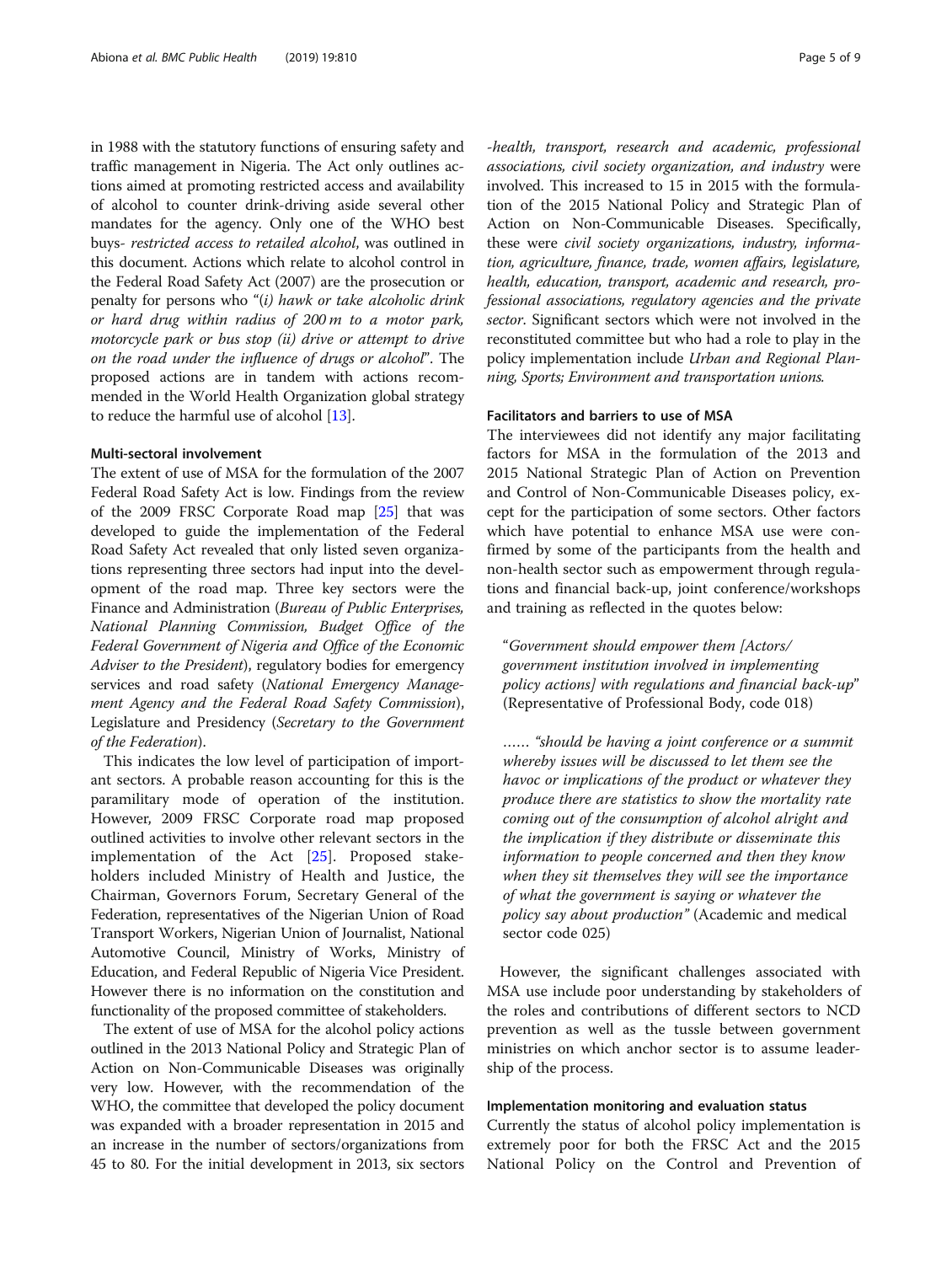in 1988 with the statutory functions of ensuring safety and traffic management in Nigeria. The Act only outlines actions aimed at promoting restricted access and availability of alcohol to counter drink-driving aside several other mandates for the agency. Only one of the WHO best buys- *restricted access to retailed alcohol*, was outlined in this document. Actions which relate to alcohol control in the Federal Road Safety Act (2007) are the prosecution or penalty for persons who "*(i) hawk or take alcoholic drink or hard drug within radius of 200 m to a motor park, motorcycle park or bus stop (ii) drive or attempt to drive on the road under the influence of drugs or alcohol*". The proposed actions are in tandem with actions recommended in the World Health Organization global strategy to reduce the harmful use of alcohol [13].

### Multi-sectoral involvement

The extent of use of MSA for the formulation of the 2007 Federal Road Safety Act is low. Findings from the review of the 2009 FRSC Corporate Road map [25] that was developed to guide the implementation of the Federal Road Safety Act revealed that only listed seven organizations representing three sectors had input into the development of the road map. Three key sectors were the Finance and Administration (*Bureau of Public Enterprises, National Planning Commission, Budget Office of the Federal Government of Nigeria and Office of the Economic Adviser to the President*), regulatory bodies for emergency services and road safety (*National Emergency Management Agency and the Federal Road Safety Commission*), Legislature and Presidency (*Secretary to the Government of the Federation*).

This indicates the low level of participation of important sectors. A probable reason accounting for this is the paramilitary mode of operation of the institution. However, 2009 FRSC Corporate road map proposed outlined activities to involve other relevant sectors in the implementation of the Act [25]. Proposed stakeholders included Ministry of Health and Justice, the Chairman, Governors Forum, Secretary General of the Federation, representatives of the Nigerian Union of Road Transport Workers, Nigerian Union of Journalist, National Automotive Council, Ministry of Works, Ministry of Education, and Federal Republic of Nigeria Vice President. However there is no information on the constitution and functionality of the proposed committee of stakeholders.

The extent of use of MSA for the alcohol policy actions outlined in the 2013 National Policy and Strategic Plan of Action on Non-Communicable Diseases was originally very low. However, with the recommendation of the WHO, the committee that developed the policy document was expanded with a broader representation in 2015 and an increase in the number of sectors/organizations from 45 to 80. For the initial development in 2013, six sectors *-health, transport, research and academic, professional associations, civil society organization, and industry* were involved. This increased to 15 in 2015 with the formulation of the 2015 National Policy and Strategic Plan of Action on Non-Communicable Diseases. Specifically, these were *civil society organizations, industry, information, agriculture, finance, trade, women affairs, legislature, health, education, transport, academic and research, professional associations, regulatory agencies and the private sector*. Significant sectors which were not involved in the reconstituted committee but who had a role to play in the policy implementation include *Urban and Regional Planning, Sports; Environment and transportation unions.*

### Facilitators and barriers to use of MSA

The interviewees did not identify any major facilitating factors for MSA in the formulation of the 2013 and 2015 National Strategic Plan of Action on Prevention and Control of Non-Communicable Diseases policy, except for the participation of some sectors. Other factors which have potential to enhance MSA use were confirmed by some of the participants from the health and non-health sector such as empowerment through regulations and financial back-up, joint conference/workshops and training as reflected in the quotes below:

> "*Government should empower them [Actors/ government institution involved in implementing policy actions] with regulations and financial back-up*" (Representative of Professional Body, code 018)

> …… "*should be having a joint conference or a summit whereby issues will be discussed to let them see the havoc or implications of the product or whatever they produce there are statistics to show the mortality rate coming out of the consumption of alcohol alright and the implication if they distribute or disseminate this information to people concerned and then they know when they sit themselves they will see the importance of what the government is saying or whatever the policy say about production*" (Academic and medical sector code 025)

However, the significant challenges associated with MSA use include poor understanding by stakeholders of the roles and contributions of different sectors to NCD prevention as well as the tussle between government ministries on which anchor sector is to assume leadership of the process.

### Implementation monitoring and evaluation status

Currently the status of alcohol policy implementation is extremely poor for both the FRSC Act and the 2015 National Policy on the Control and Prevention of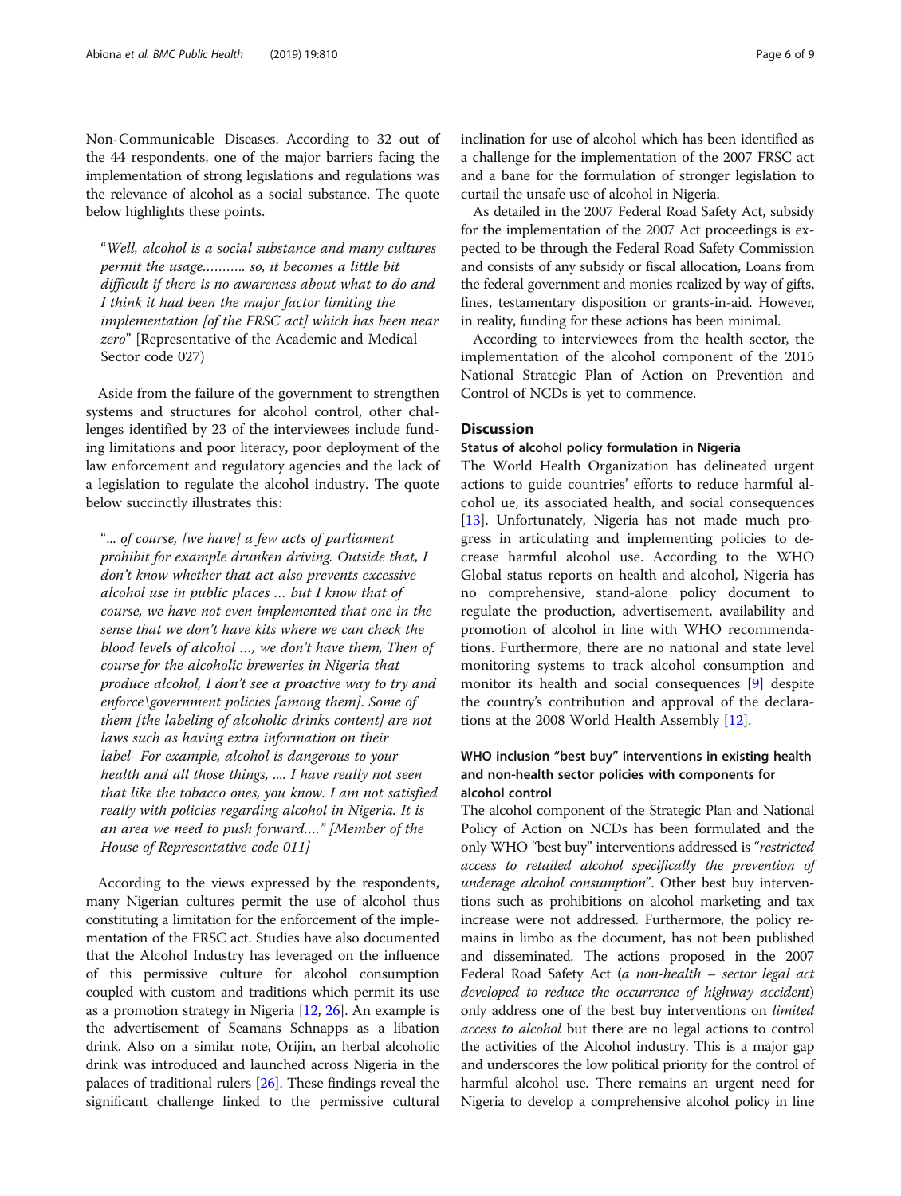Non-Communicable Diseases. According to 32 out of the 44 respondents, one of the major barriers facing the implementation of strong legislations and regulations was the relevance of alcohol as a social substance. The quote below highlights these points.

> "*Well, alcohol is a social substance and many cultures permit the usage……….. so, it becomes a little bit difficult if there is no awareness about what to do and I think it had been the major factor limiting the implementation [of the FRSC act] which has been near zero*" [Representative of the Academic and Medical Sector code 027)

Aside from the failure of the government to strengthen systems and structures for alcohol control, other challenges identified by 23 of the interviewees include funding limitations and poor literacy, poor deployment of the law enforcement and regulatory agencies and the lack of a legislation to regulate the alcohol industry. The quote below succinctly illustrates this:

> "*... of course, [we have] a few acts of parliament prohibit for example drunken driving. Outside that, I don't know whether that act also prevents excessive alcohol use in public places … but I know that of course, we have not even implemented that one in the sense that we don't have kits where we can check the blood levels of alcohol …, we don't have them, Then of course for the alcoholic breweries in Nigeria that produce alcohol, I don't see a proactive way to try and enforce\government policies [among them]. Some of them [the labeling of alcoholic drinks content] are not laws such as having extra information on their label- For example, alcohol is dangerous to your health and all those things, .... I have really not seen that like the tobacco ones, you know. I am not satisfied really with policies regarding alcohol in Nigeria. It is an area we need to push forward….*" [Member of the House of Representative code 011]

According to the views expressed by the respondents, many Nigerian cultures permit the use of alcohol thus constituting a limitation for the enforcement of the implementation of the FRSC act. Studies have also documented that the Alcohol Industry has leveraged on the influence of this permissive culture for alcohol consumption coupled with custom and traditions which permit its use as a promotion strategy in Nigeria [12, 26]. An example is the advertisement of Seamans Schnapps as a libation drink. Also on a similar note, Orijin, an herbal alcoholic drink was introduced and launched across Nigeria in the palaces of traditional rulers [26]. These findings reveal the significant challenge linked to the permissive cultural inclination for use of alcohol which has been identified as a challenge for the implementation of the 2007 FRSC act and a bane for the formulation of stronger legislation to curtail the unsafe use of alcohol in Nigeria.

As detailed in the 2007 Federal Road Safety Act, subsidy for the implementation of the 2007 Act proceedings is expected to be through the Federal Road Safety Commission and consists of any subsidy or fiscal allocation, Loans from the federal government and monies realized by way of gifts, fines, testamentary disposition or grants-in-aid. However, in reality, funding for these actions has been minimal.

According to interviewees from the health sector, the implementation of the alcohol component of the 2015 National Strategic Plan of Action on Prevention and Control of NCDs is yet to commence.

## Discussion

### Status of alcohol policy formulation in Nigeria

The World Health Organization has delineated urgent actions to guide countries' efforts to reduce harmful alcohol ue, its associated health, and social consequences [13]. Unfortunately, Nigeria has not made much progress in articulating and implementing policies to decrease harmful alcohol use. According to the WHO Global status reports on health and alcohol, Nigeria has no comprehensive, stand-alone policy document to regulate the production, advertisement, availability and promotion of alcohol in line with WHO recommendations. Furthermore, there are no national and state level monitoring systems to track alcohol consumption and monitor its health and social consequences [9] despite the country's contribution and approval of the declarations at the 2008 World Health Assembly [12].

### WHO inclusion "best buy" interventions in existing health and non-health sector policies with components for alcohol control

The alcohol component of the Strategic Plan and National Policy of Action on NCDs has been formulated and the only WHO "best buy" interventions addressed is "*restricted access to retailed alcohol specifically the prevention of underage alcohol consumption*". Other best buy interventions such as prohibitions on alcohol marketing and tax increase were not addressed. Furthermore, the policy remains in limbo as the document, has not been published and disseminated. The actions proposed in the 2007 Federal Road Safety Act (*a non-health – sector legal act developed to reduce the occurrence of highway accident*) only address one of the best buy interventions on *limited access to alcohol* but there are no legal actions to control the activities of the Alcohol industry. This is a major gap and underscores the low political priority for the control of harmful alcohol use. There remains an urgent need for Nigeria to develop a comprehensive alcohol policy in line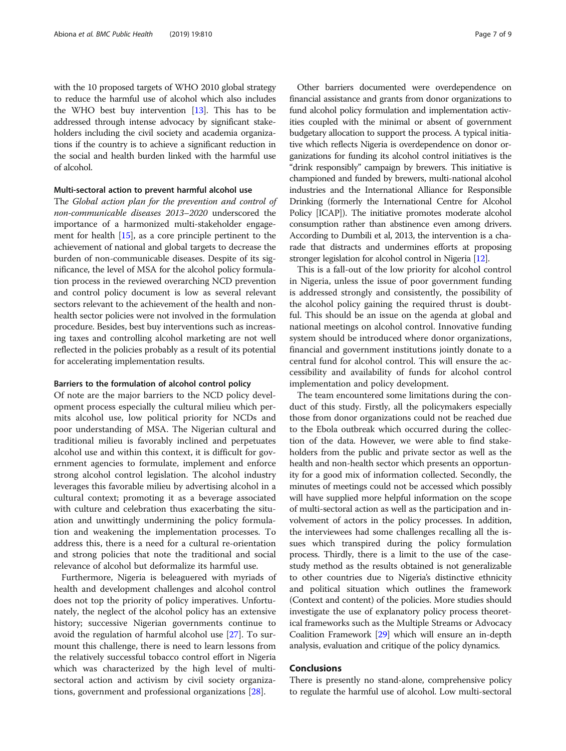with the 10 proposed targets of WHO 2010 global strategy to reduce the harmful use of alcohol which also includes the WHO best buy intervention [13]. This has to be addressed through intense advocacy by significant stakeholders including the civil society and academia organizations if the country is to achieve a significant reduction in the social and health burden linked with the harmful use of alcohol.

### Multi-sectoral action to prevent harmful alcohol use

The *Global action plan for the prevention and control of non-communicable diseases 2013–2020* underscored the importance of a harmonized multi-stakeholder engagement for health [15], as a core principle pertinent to the achievement of national and global targets to decrease the burden of non-communicable diseases. Despite of its significance, the level of MSA for the alcohol policy formulation process in the reviewed overarching NCD prevention and control policy document is low as several relevant sectors relevant to the achievement of the health and non-health sector policies were not involved in the formulation procedure. Besides, best buy interventions such as increasing taxes and controlling alcohol marketing are not well reflected in the policies probably as a result of its potential for accelerating implementation results.

### Barriers to the formulation of alcohol control policy

Of note are the major barriers to the NCD policy development process especially the cultural milieu which permits alcohol use, low political priority for NCDs and poor understanding of MSA. The Nigerian cultural and traditional milieu is favorably inclined and perpetuates alcohol use and within this context, it is difficult for government agencies to formulate, implement and enforce strong alcohol control legislation. The alcohol industry leverages this favorable milieu by advertising alcohol in a cultural context; promoting it as a beverage associated with culture and celebration thus exacerbating the situation and unwittingly undermining the policy formulation and weakening the implementation processes. To address this, there is a need for a cultural re-orientation and strong policies that note the traditional and social relevance of alcohol but deformalize its harmful use.

Furthermore, Nigeria is beleaguered with myriads of health and development challenges and alcohol control does not top the priority of policy imperatives. Unfortunately, the neglect of the alcohol policy has an extensive history; successive Nigerian governments continue to avoid the regulation of harmful alcohol use [27]. To surmount this challenge, there is need to learn lessons from the relatively successful tobacco control effort in Nigeria which was characterized by the high level of multi-sectoral action and activism by civil society organizations, government and professional organizations [28].

Other barriers documented were overdependence on financial assistance and grants from donor organizations to fund alcohol policy formulation and implementation activities coupled with the minimal or absent of government budgetary allocation to support the process. A typical initiative which reflects Nigeria is overdependence on donor organizations for funding its alcohol control initiatives is the "drink responsibly" campaign by brewers. This initiative is championed and funded by brewers, multi-national alcohol industries and the International Alliance for Responsible Drinking (formerly the International Centre for Alcohol Policy [ICAP]). The initiative promotes moderate alcohol consumption rather than abstinence even among drivers. According to Dumbili et al, 2013, the intervention is a charade that distracts and undermines efforts at proposing stronger legislation for alcohol control in Nigeria [12].

This is a fall-out of the low priority for alcohol control in Nigeria, unless the issue of poor government funding is addressed strongly and consistently, the possibility of the alcohol policy gaining the required thrust is doubtful. This should be an issue on the agenda at global and national meetings on alcohol control. Innovative funding system should be introduced where donor organizations, financial and government institutions jointly donate to a central fund for alcohol control. This will ensure the accessibility and availability of funds for alcohol control implementation and policy development.

The team encountered some limitations during the conduct of this study. Firstly, all the policymakers especially those from donor organizations could not be reached due to the Ebola outbreak which occurred during the collection of the data. However, we were able to find stakeholders from the public and private sector as well as the health and non-health sector which presents an opportunity for a good mix of information collected. Secondly, the minutes of meetings could not be accessed which possibly will have supplied more helpful information on the scope of multi-sectoral action as well as the participation and involvement of actors in the policy processes. In addition, the interviewees had some challenges recalling all the issues which transpired during the policy formulation process. Thirdly, there is a limit to the use of the case-study method as the results obtained is not generalizable to other countries due to Nigeria's distinctive ethnicity and political situation which outlines the framework (Context and content) of the policies. More studies should investigate the use of explanatory policy process theoretical frameworks such as the Multiple Streams or Advocacy Coalition Framework [29] which will ensure an in-depth analysis, evaluation and critique of the policy dynamics.

## Conclusions

There is presently no stand-alone, comprehensive policy to regulate the harmful use of alcohol. Low multi-sectoral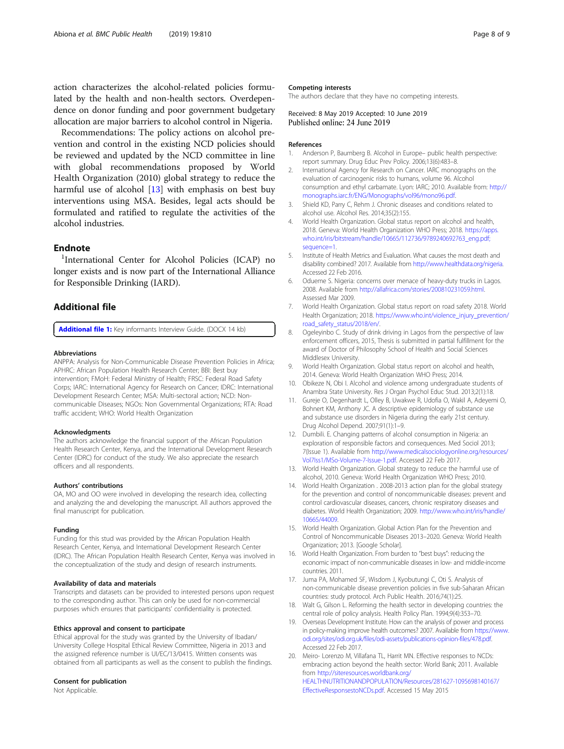action characterizes the alcohol-related policies formulated by the health and non-health sectors. Overdependence on donor funding and poor government budgetary allocation are major barriers to alcohol control in Nigeria.

Recommendations: The policy actions on alcohol prevention and control in the existing NCD policies should be reviewed and updated by the NCD committee in line with global recommendations proposed by World Health Organization (2010) global strategy to reduce the harmful use of alcohol [13] with emphasis on best buy interventions using MSA. Besides, legal acts should be formulated and ratified to regulate the activities of the alcohol industries.

## Endnote

[1]International Center for Alcohol Policies (ICAP) no longer exists and is now part of the International Alliance for Responsible Drinking (IARD).

## Additional file

**Additional file 1:** Key informants Interview Guide. (DOCX 14 kb)

### Abbreviations

ANPPA: Analysis for Non-Communicable Disease Prevention Policies in Africa; APHRC: African Population Health Research Center; BBI: Best buy intervention; FMoH: Federal Ministry of Health; FRSC: Federal Road Safety Corps; IARC: International Agency for Research on Cancer; IDRC: International Development Research Center; MSA: Multi-sectoral action; NCD: Non-communicable Diseases; NGOs: Non Governmental Organizations; RTA: Road traffic accident; WHO: World Health Organization

### Acknowledgments

The authors acknowledge the financial support of the African Population Health Research Center, Kenya, and the International Development Research Center (IDRC) for conduct of the study. We also appreciate the research officers and all respondents.

### Authors' contributions

OA, MO and OO were involved in developing the research idea, collecting and analyzing the and developing the manuscript. All authors approved the final manuscript for publication.

### Funding

Funding for this stud was provided by the African Population Health Research Center, Kenya, and International Development Research Center (IDRC). The African Population Health Research Center, Kenya was involved in the conceptualization of the study and design of research instruments.

### Availability of data and materials

Transcripts and datasets can be provided to interested persons upon request to the corresponding author. This can only be used for non-commercial purposes which ensures that participants' confidentiality is protected.

### Ethics approval and consent to participate

Ethical approval for the study was granted by the University of Ibadan/ University College Hospital Ethical Review Committee, Nigeria in 2013 and the assigned reference number is UI/EC/13/0415. Written consents was obtained from all participants as well as the consent to publish the findings.

### Consent for publication

Not Applicable.

### Competing interests

The authors declare that they have no competing interests.

Received: 8 May 2019 Accepted: 10 June 2019
Published online: 24 June 2019

### References

1. Anderson P, Baumberg B. Alcohol in Europe– public health perspective: report summary. Drug Educ Prev Policy. 2006;13(6):483–8.
2. International Agency for Research on Cancer. IARC monographs on the evaluation of carcinogenic risks to humans, volume 96. Alcohol consumption and ethyl carbamate. Lyon: IARC; 2010. Available from: http://monographs.iarc.fr/ENG/Monographs/vol96/mono96.pdf.
3. Shield KD, Parry C, Rehm J. Chronic diseases and conditions related to alcohol use. Alcohol Res. 2014;35(2):155.
4. World Health Organization. Global status report on alcohol and health, 2018. Geneva: World Health Organization WHO Press; 2018. https://apps.who.int/iris/bitstream/handle/10665/112736/9789240692763_eng.pdf;sequence=1.
5. Institute of Health Metrics and Evaluation. What causes the most death and disability combined? 2017. Available from http://www.healthdata.org/nigeria. Accessed 22 Feb 2016.
6. Odueme S. Nigeria: concerns over menace of heavy-duty trucks in Lagos. 2008. Available from http://allafrica.com/stories/200810231059.html. Assessed Mar 2009.
7. World Health Organization. Global status report on road safety 2018. World Health Organization; 2018. https://www.who.int/violence_injury_prevention/road_safety_status/2018/en/.
8. Ogeleyinbo C. Study of drink driving in Lagos from the perspective of law enforcement officers, 2015, Thesis is submitted in partial fulfillment for the award of Doctor of Philosophy School of Health and Social Sciences Middlesex University.
9. World Health Organization. Global status report on alcohol and health, 2014. Geneva: World Health Organization WHO Press; 2014.
10. Obikeze N, Obi I. Alcohol and violence among undergraduate students of Anambra State University. Res J Organ Psychol Educ Stud. 2013;2(1):18.
11. Gureje O, Degenhardt L, Olley B, Uwakwe R, Udofia O, Wakil A, Adeyemi O, Bohnert KM, Anthony JC. A descriptive epidemiology of substance use and substance use disorders in Nigeria during the early 21st century. Drug Alcohol Depend. 2007;91(1):1–9.
12. Dumbili. E. Changing patterns of alcohol consumption in Nigeria: an exploration of responsible factors and consequences. Med Sociol 2013; 7(Issue 1). Available from http://www.medicalsociologyonline.org/resources/Vol7Iss1/MSo-Volume-7-Issue-1.pdf. Accessed 22 Feb 2017.
13. World Health Organization. Global strategy to reduce the harmful use of alcohol, 2010. Geneva: World Health Organization WHO Press; 2010.
14. World Health Organization . 2008-2013 action plan for the global strategy for the prevention and control of noncommunicable diseases: prevent and control cardiovascular diseases, cancers, chronic respiratory diseases and diabetes. World Health Organization; 2009. http://www.who.int/iris/handle/10665/44009.
15. World Health Organization. Global Action Plan for the Prevention and Control of Noncommunicable Diseases 2013–2020. Geneva: World Health Organization; 2013. [Google Scholar].
16. World Health Organization. From burden to "best buys": reducing the economic impact of non-communicable diseases in low- and middle-income countries. 2011.
17. Juma PA, Mohamed SF, Wisdom J, Kyobutungi C, Oti S. Analysis of non-communicable disease prevention policies in five sub-Saharan African countries: study protocol. Arch Public Health. 2016;74(1):25.
18. Walt G, Gilson L. Reforming the health sector in developing countries: the central role of policy analysis. Health Policy Plan. 1994;9(4):353–70.
19. Overseas Development Institute. How can the analysis of power and process in policy-making improve health outcomes? 2007. Available from https://www.odi.org/sites/odi.org.uk/files/odi-assets/publications-opinion-files/478.pdf. Accessed 22 Feb 2017.
20. Meiro- Lorenzo M, Villafana TL, Harrit MN. Effective responses to NCDs: embracing action beyond the health sector: World Bank; 2011. Available from http://siteresources.worldbank.org/HEALTHNUTRITIONANDPOPULATION/Resources/281627-1095698140167/EffectiveResponsestoNCDs.pdf. Accessed 15 May 2015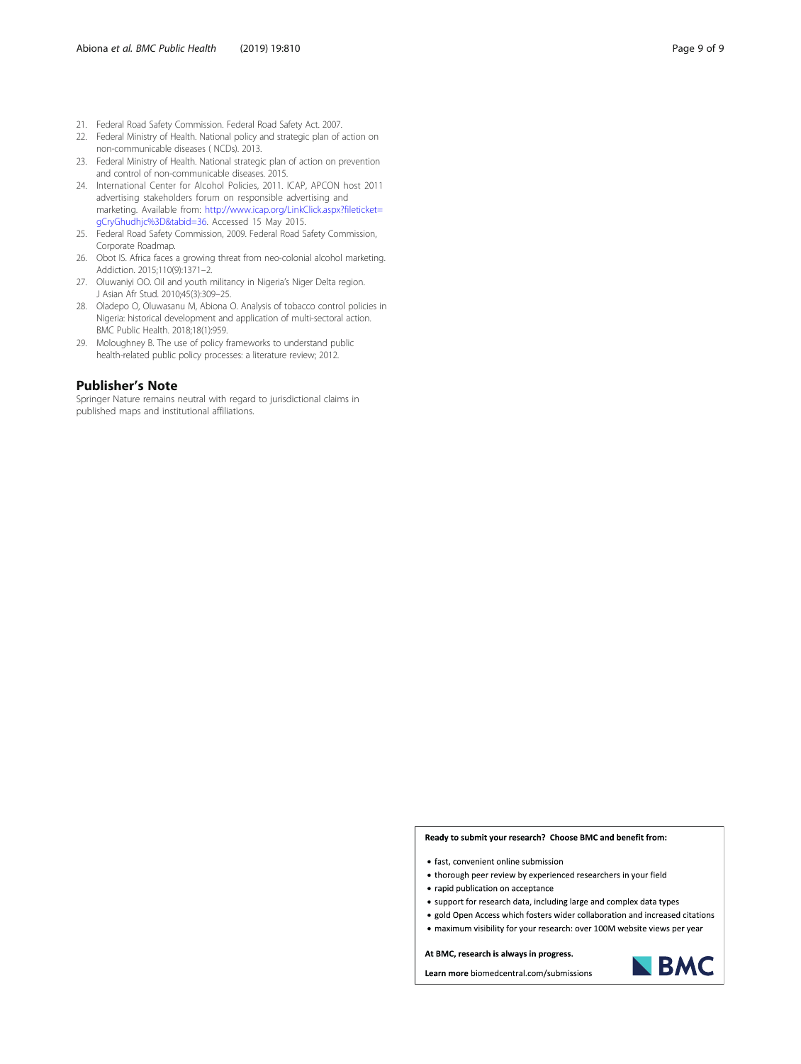21. Federal Road Safety Commission. Federal Road Safety Act. 2007.
22. Federal Ministry of Health. National policy and strategic plan of action on non-communicable diseases ( NCDs). 2013.
23. Federal Ministry of Health. National strategic plan of action on prevention and control of non-communicable diseases. 2015.
24. International Center for Alcohol Policies, 2011. ICAP, APCON host 2011 advertising stakeholders forum on responsible advertising and marketing. Available from: http://www.icap.org/LinkClick.aspx?fileticket=gCryGhudhjc%3D&tabid=36. Accessed 15 May 2015.
25. Federal Road Safety Commission, 2009. Federal Road Safety Commission, Corporate Roadmap.
26. Obot IS. Africa faces a growing threat from neo-colonial alcohol marketing. Addiction. 2015;110(9):1371–2.
27. Oluwaniyi OO. Oil and youth militancy in Nigeria's Niger Delta region. J Asian Afr Stud. 2010;45(3):309–25.
28. Oladepo O, Oluwasanu M, Abiona O. Analysis of tobacco control policies in Nigeria: historical development and application of multi-sectoral action. BMC Public Health. 2018;18(1):959.
29. Moloughney B. The use of policy frameworks to understand public health-related public policy processes: a literature review; 2012.

## Publisher's Note

Springer Nature remains neutral with regard to jurisdictional claims in published maps and institutional affiliations.

**Ready to submit your research? Choose BMC and benefit from:**

- fast, convenient online submission
- thorough peer review by experienced researchers in your field
- rapid publication on acceptance
- support for research data, including large and complex data types
- gold Open Access which fosters wider collaboration and increased citations
- maximum visibility for your research: over 100M website views per year

**At BMC, research is always in progress.**

**Learn more** biomedcentral.com/submissions

BMC